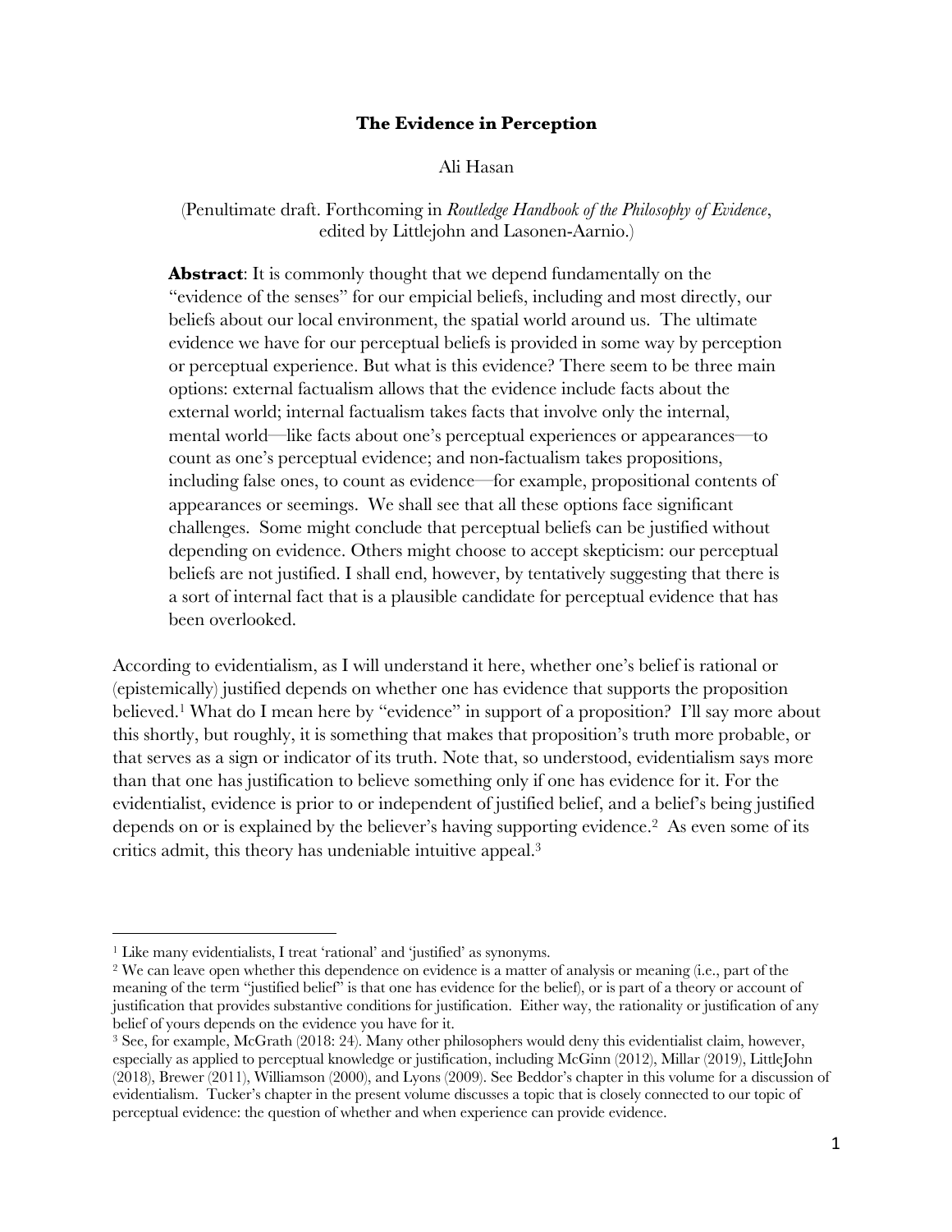# The Evidence in Perception

Ali Hasan

(Penultimate draft. Forthcoming in *Routledge Handbook of the Philosophy of Evidence*, edited by Littlejohn and Lasonen-Aarnio.)

**Abstract**: It is commonly thought that we depend fundamentally on the "evidence of the senses" for our empicial beliefs, including and most directly, our beliefs about our local environment, the spatial world around us. The ultimate evidence we have for our perceptual beliefs is provided in some way by perception or perceptual experience. But what is this evidence? There seem to be three main options: external factualism allows that the evidence include facts about the external world; internal factualism takes facts that involve only the internal, mental world—like facts about one's perceptual experiences or appearances—to count as one's perceptual evidence; and non-factualism takes propositions, including false ones, to count as evidence—for example, propositional contents of appearances or seemings. We shall see that all these options face significant challenges. Some might conclude that perceptual beliefs can be justified without depending on evidence. Others might choose to accept skepticism: our perceptual beliefs are not justified. I shall end, however, by tentatively suggesting that there is a sort of internal fact that is a plausible candidate for perceptual evidence that has been overlooked.

According to evidentialism, as I will understand it here, whether one's belief is rational or (epistemically) justified depends on whether one has evidence that supports the proposition believed.[1] What do I mean here by "evidence" in support of a proposition? I'll say more about this shortly, but roughly, it is something that makes that proposition's truth more probable, or that serves as a sign or indicator of its truth. Note that, so understood, evidentialism says more than that one has justification to believe something only if one has evidence for it. For the evidentialist, evidence is prior to or independent of justified belief, and a belief's being justified depends on or is explained by the believer's having supporting evidence.[2] As even some of its critics admit, this theory has undeniable intuitive appeal.[3]

---

[1] Like many evidentialists, I treat 'rational' and 'justified' as synonyms.

[2] We can leave open whether this dependence on evidence is a matter of analysis or meaning (i.e., part of the meaning of the term "justified belief" is that one has evidence for the belief), or is part of a theory or account of justification that provides substantive conditions for justification. Either way, the rationality or justification of any belief of yours depends on the evidence you have for it.

[3] See, for example, McGrath (2018: 24). Many other philosophers would deny this evidentialist claim, however, especially as applied to perceptual knowledge or justification, including McGinn (2012), Millar (2019), LittleJohn (2018), Brewer (2011), Williamson (2000), and Lyons (2009). See Beddor's chapter in this volume for a discussion of evidentialism. Tucker's chapter in the present volume discusses a topic that is closely connected to our topic of perceptual evidence: the question of whether and when experience can provide evidence.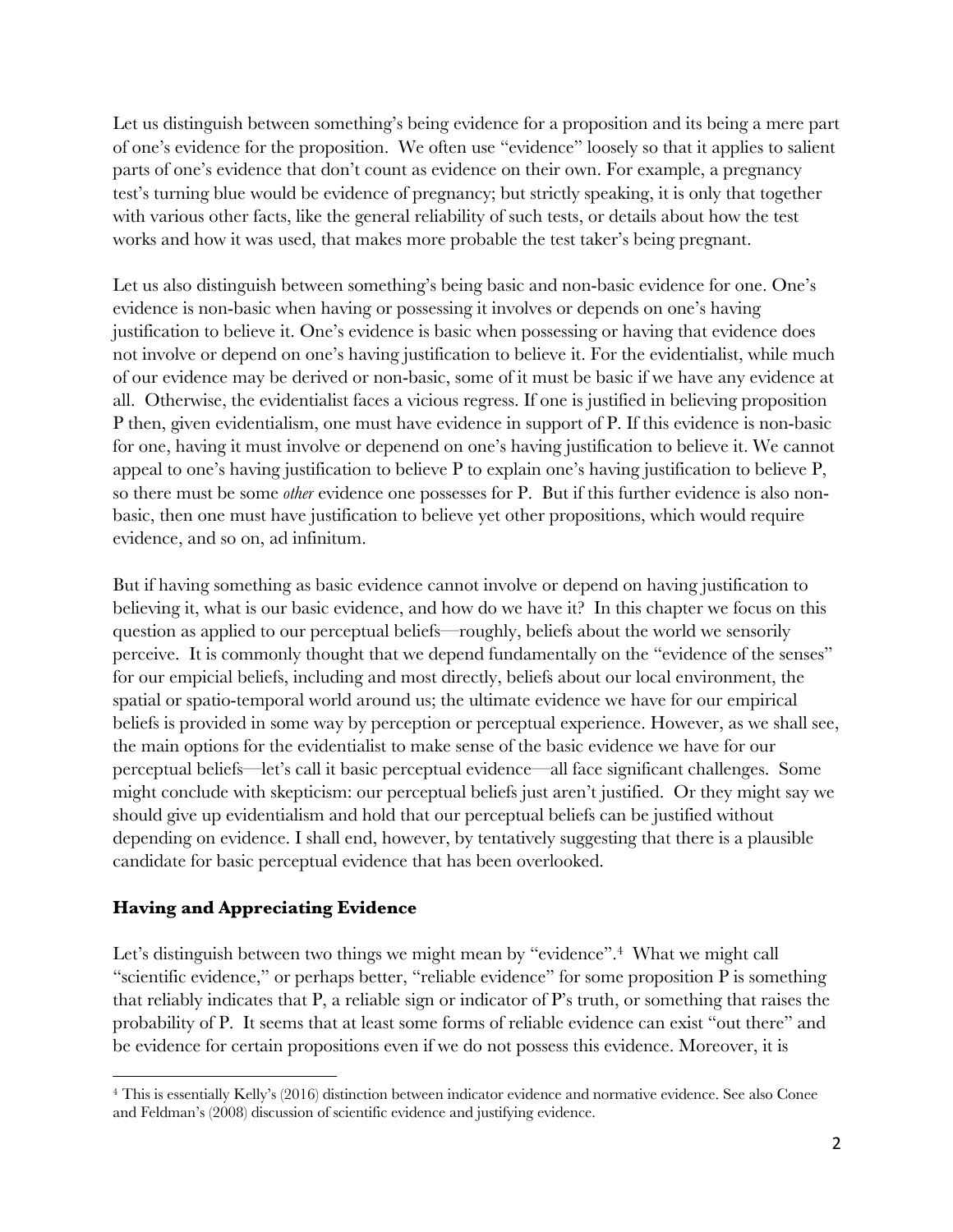Let us distinguish between something's being evidence for a proposition and its being a mere part of one's evidence for the proposition. We often use "evidence" loosely so that it applies to salient parts of one's evidence that don't count as evidence on their own. For example, a pregnancy test's turning blue would be evidence of pregnancy; but strictly speaking, it is only that together with various other facts, like the general reliability of such tests, or details about how the test works and how it was used, that makes more probable the test taker's being pregnant.

Let us also distinguish between something's being basic and non-basic evidence for one. One's evidence is non-basic when having or possessing it involves or depends on one's having justification to believe it. One's evidence is basic when possessing or having that evidence does not involve or depend on one's having justification to believe it. For the evidentialist, while much of our evidence may be derived or non-basic, some of it must be basic if we have any evidence at all. Otherwise, the evidentialist faces a vicious regress. If one is justified in believing proposition P then, given evidentialism, one must have evidence in support of P. If this evidence is non-basic for one, having it must involve or depenend on one's having justification to believe it. We cannot appeal to one's having justification to believe P to explain one's having justification to believe P, so there must be some *other* evidence one possesses for P. But if this further evidence is also non-basic, then one must have justification to believe yet other propositions, which would require evidence, and so on, ad infinitum.

But if having something as basic evidence cannot involve or depend on having justification to believing it, what is our basic evidence, and how do we have it? In this chapter we focus on this question as applied to our perceptual beliefs—roughly, beliefs about the world we sensorily perceive. It is commonly thought that we depend fundamentally on the "evidence of the senses" for our empicial beliefs, including and most directly, beliefs about our local environment, the spatial or spatio-temporal world around us; the ultimate evidence we have for our empirical beliefs is provided in some way by perception or perceptual experience. However, as we shall see, the main options for the evidentialist to make sense of the basic evidence we have for our perceptual beliefs—let's call it basic perceptual evidence—all face significant challenges. Some might conclude with skepticism: our perceptual beliefs just aren't justified. Or they might say we should give up evidentialism and hold that our perceptual beliefs can be justified without depending on evidence. I shall end, however, by tentatively suggesting that there is a plausible candidate for basic perceptual evidence that has been overlooked.

## Having and Appreciating Evidence

Let's distinguish between two things we might mean by "evidence".[4] What we might call "scientific evidence," or perhaps better, "reliable evidence" for some proposition P is something that reliably indicates that P, a reliable sign or indicator of P's truth, or something that raises the probability of P. It seems that at least some forms of reliable evidence can exist "out there" and be evidence for certain propositions even if we do not possess this evidence. Moreover, it is

[4] This is essentially Kelly's (2016) distinction between indicator evidence and normative evidence. See also Conee and Feldman's (2008) discussion of scientific evidence and justifying evidence.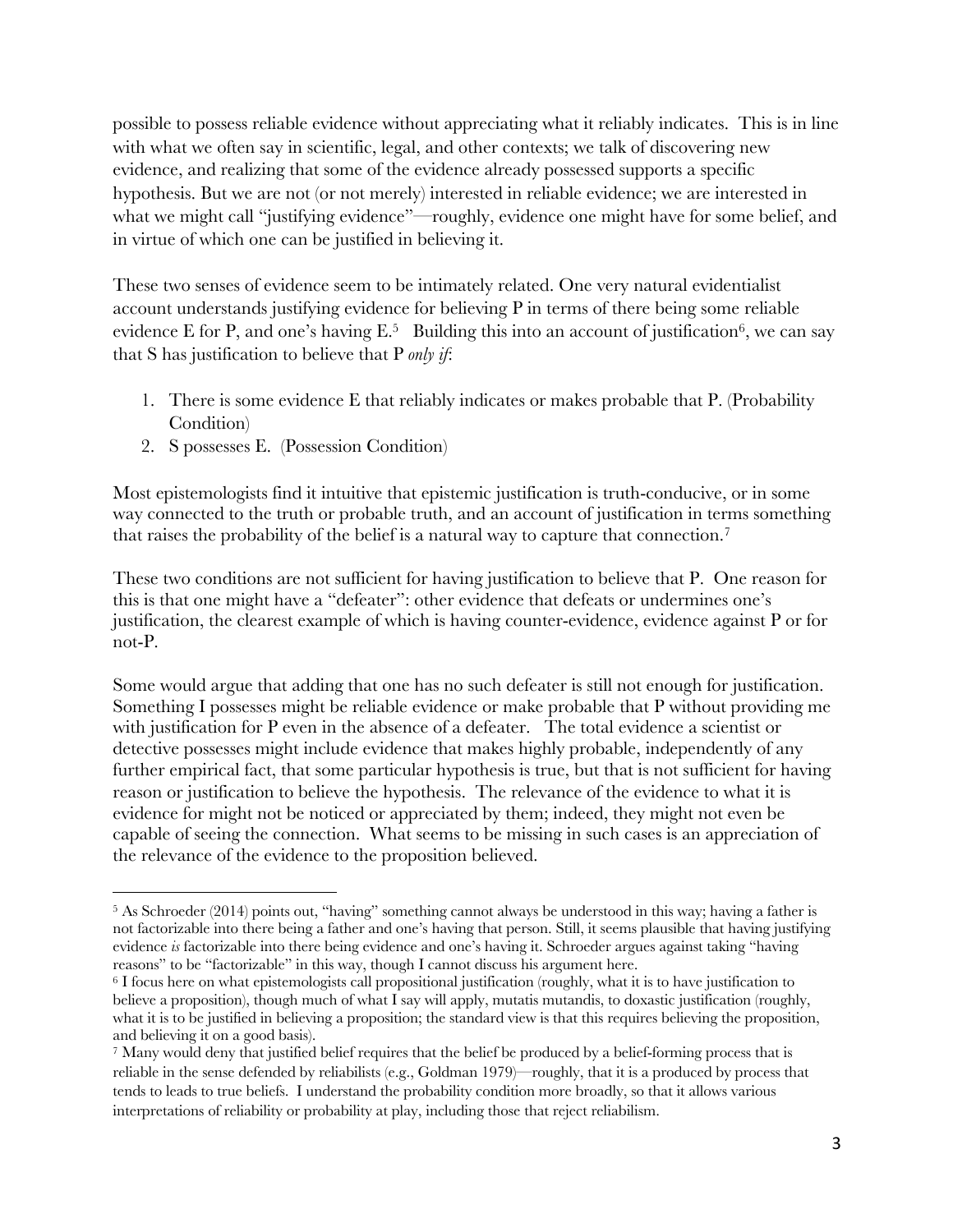possible to possess reliable evidence without appreciating what it reliably indicates. This is in line with what we often say in scientific, legal, and other contexts; we talk of discovering new evidence, and realizing that some of the evidence already possessed supports a specific hypothesis. But we are not (or not merely) interested in reliable evidence; we are interested in what we might call "justifying evidence"—roughly, evidence one might have for some belief, and in virtue of which one can be justified in believing it.

These two senses of evidence seem to be intimately related. One very natural evidentialist account understands justifying evidence for believing P in terms of there being some reliable evidence E for P, and one's having E.[5] Building this into an account of justification[6], we can say that S has justification to believe that P *only if*:

1. There is some evidence E that reliably indicates or makes probable that P. (Probability Condition)
2. S possesses E. (Possession Condition)

Most epistemologists find it intuitive that epistemic justification is truth-conducive, or in some way connected to the truth or probable truth, and an account of justification in terms something that raises the probability of the belief is a natural way to capture that connection.[7]

These two conditions are not sufficient for having justification to believe that P. One reason for this is that one might have a "defeater": other evidence that defeats or undermines one's justification, the clearest example of which is having counter-evidence, evidence against P or for not-P.

Some would argue that adding that one has no such defeater is still not enough for justification. Something I possesses might be reliable evidence or make probable that P without providing me with justification for P even in the absence of a defeater. The total evidence a scientist or detective possesses might include evidence that makes highly probable, independently of any further empirical fact, that some particular hypothesis is true, but that is not sufficient for having reason or justification to believe the hypothesis. The relevance of the evidence to what it is evidence for might not be noticed or appreciated by them; indeed, they might not even be capable of seeing the connection. What seems to be missing in such cases is an appreciation of the relevance of the evidence to the proposition believed.

[5] As Schroeder (2014) points out, "having" something cannot always be understood in this way; having a father is not factorizable into there being a father and one's having that person. Still, it seems plausible that having justifying evidence *is* factorizable into there being evidence and one's having it. Schroeder argues against taking "having reasons" to be "factorizable" in this way, though I cannot discuss his argument here.

[6] I focus here on what epistemologists call propositional justification (roughly, what it is to have justification to believe a proposition), though much of what I say will apply, mutatis mutandis, to doxastic justification (roughly, what it is to be justified in believing a proposition; the standard view is that this requires believing the proposition, and believing it on a good basis).

[7] Many would deny that justified belief requires that the belief be produced by a belief-forming process that is reliable in the sense defended by reliabilists (e.g., Goldman 1979)—roughly, that it is a produced by process that tends to leads to true beliefs. I understand the probability condition more broadly, so that it allows various interpretations of reliability or probability at play, including those that reject reliabilism.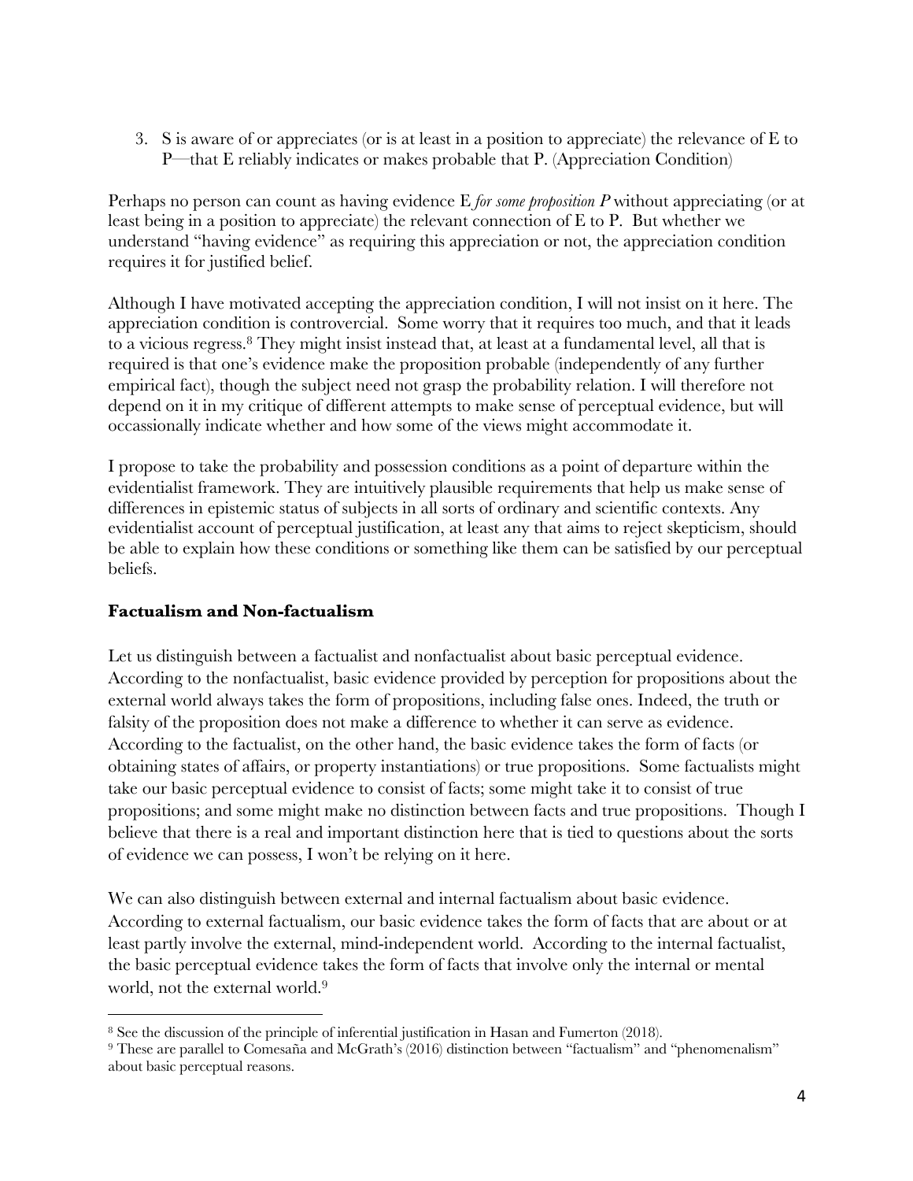3. S is aware of or appreciates (or is at least in a position to appreciate) the relevance of E to P—that E reliably indicates or makes probable that P. (Appreciation Condition)

Perhaps no person can count as having evidence E *for some proposition P* without appreciating (or at least being in a position to appreciate) the relevant connection of E to P. But whether we understand "having evidence" as requiring this appreciation or not, the appreciation condition requires it for justified belief.

Although I have motivated accepting the appreciation condition, I will not insist on it here. The appreciation condition is controvercial. Some worry that it requires too much, and that it leads to a vicious regress.[8] They might insist instead that, at least at a fundamental level, all that is required is that one's evidence make the proposition probable (independently of any further empirical fact), though the subject need not grasp the probability relation. I will therefore not depend on it in my critique of different attempts to make sense of perceptual evidence, but will occassionally indicate whether and how some of the views might accommodate it.

I propose to take the probability and possession conditions as a point of departure within the evidentialist framework. They are intuitively plausible requirements that help us make sense of differences in epistemic status of subjects in all sorts of ordinary and scientific contexts. Any evidentialist account of perceptual justification, at least any that aims to reject skepticism, should be able to explain how these conditions or something like them can be satisfied by our perceptual beliefs.

## Factualism and Non-factualism

Let us distinguish between a factualist and nonfactualist about basic perceptual evidence. According to the nonfactualist, basic evidence provided by perception for propositions about the external world always takes the form of propositions, including false ones. Indeed, the truth or falsity of the proposition does not make a difference to whether it can serve as evidence. According to the factualist, on the other hand, the basic evidence takes the form of facts (or obtaining states of affairs, or property instantiations) or true propositions. Some factualists might take our basic perceptual evidence to consist of facts; some might take it to consist of true propositions; and some might make no distinction between facts and true propositions. Though I believe that there is a real and important distinction here that is tied to questions about the sorts of evidence we can possess, I won't be relying on it here.

We can also distinguish between external and internal factualism about basic evidence. According to external factualism, our basic evidence takes the form of facts that are about or at least partly involve the external, mind-independent world. According to the internal factualist, the basic perceptual evidence takes the form of facts that involve only the internal or mental world, not the external world.[9]

[8] See the discussion of the principle of inferential justification in Hasan and Fumerton (2018).

[9] These are parallel to Comesaña and McGrath's (2016) distinction between "factualism" and "phenomenalism" about basic perceptual reasons.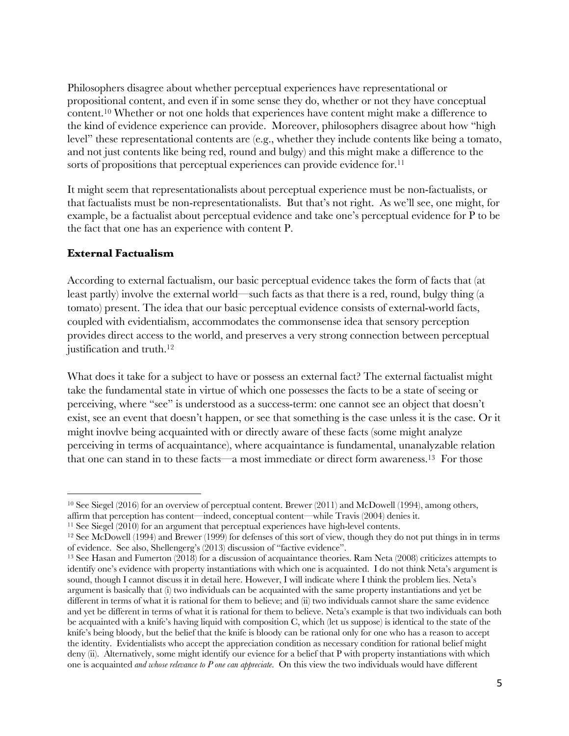Philosophers disagree about whether perceptual experiences have representational or propositional content, and even if in some sense they do, whether or not they have conceptual content.[10] Whether or not one holds that experiences have content might make a difference to the kind of evidence experience can provide. Moreover, philosophers disagree about how "high level" these representational contents are (e.g., whether they include contents like being a tomato, and not just contents like being red, round and bulgy) and this might make a difference to the sorts of propositions that perceptual experiences can provide evidence for.[11]

It might seem that representationalists about perceptual experience must be non-factualists, or that factualists must be non-representationalists. But that's not right. As we'll see, one might, for example, be a factualist about perceptual evidence and take one's perceptual evidence for P to be the fact that one has an experience with content P.

**External Factualism**

According to external factualism, our basic perceptual evidence takes the form of facts that (at least partly) involve the external world—such facts as that there is a red, round, bulgy thing (a tomato) present. The idea that our basic perceptual evidence consists of external-world facts, coupled with evidentialism, accommodates the commonsense idea that sensory perception provides direct access to the world, and preserves a very strong connection between perceptual justification and truth.[12]

What does it take for a subject to have or possess an external fact? The external factualist might take the fundamental state in virtue of which one possesses the facts to be a state of seeing or perceiving, where "see" is understood as a success-term: one cannot see an object that doesn't exist, see an event that doesn't happen, or see that something is the case unless it is the case. Or it might inovlve being acquainted with or directly aware of these facts (some might analyze perceiving in terms of acquaintance), where acquaintance is fundamental, unanalyzable relation that one can stand in to these facts—a most immediate or direct form awareness.[13] For those

---

[10] See Siegel (2016) for an overview of perceptual content. Brewer (2011) and McDowell (1994), among others, affirm that perception has content—indeed, conceptual content—while Travis (2004) denies it.

[11] See Siegel (2010) for an argument that perceptual experiences have high-level contents.

[12] See McDowell (1994) and Brewer (1999) for defenses of this sort of view, though they do not put things in in terms of evidence. See also, Shellengerg's (2013) discussion of "factive evidence".

[13] See Hasan and Fumerton (2018) for a discussion of acquaintance theories. Ram Neta (2008) criticizes attempts to identify one's evidence with property instantiations with which one is acquainted. I do not think Neta's argument is sound, though I cannot discuss it in detail here. However, I will indicate where I think the problem lies. Neta's argument is basically that (i) two individuals can be acquainted with the same property instantiations and yet be different in terms of what it is rational for them to believe; and (ii) two individuals cannot share the same evidence and yet be different in terms of what it is rational for them to believe. Neta's example is that two individuals can both be acquainted with a knife's having liquid with composition C, which (let us suppose) is identical to the state of the knife's being bloody, but the belief that the knife is bloody can be rational only for one who has a reason to accept the identity. Evidentialists who accept the appreciation condition as necessary condition for rational belief might deny (ii). Alternatively, some might identify our evience for a belief that P with property instantiations with which one is acquainted *and whose relevance to P one can appreciate*. On this view the two individuals would have different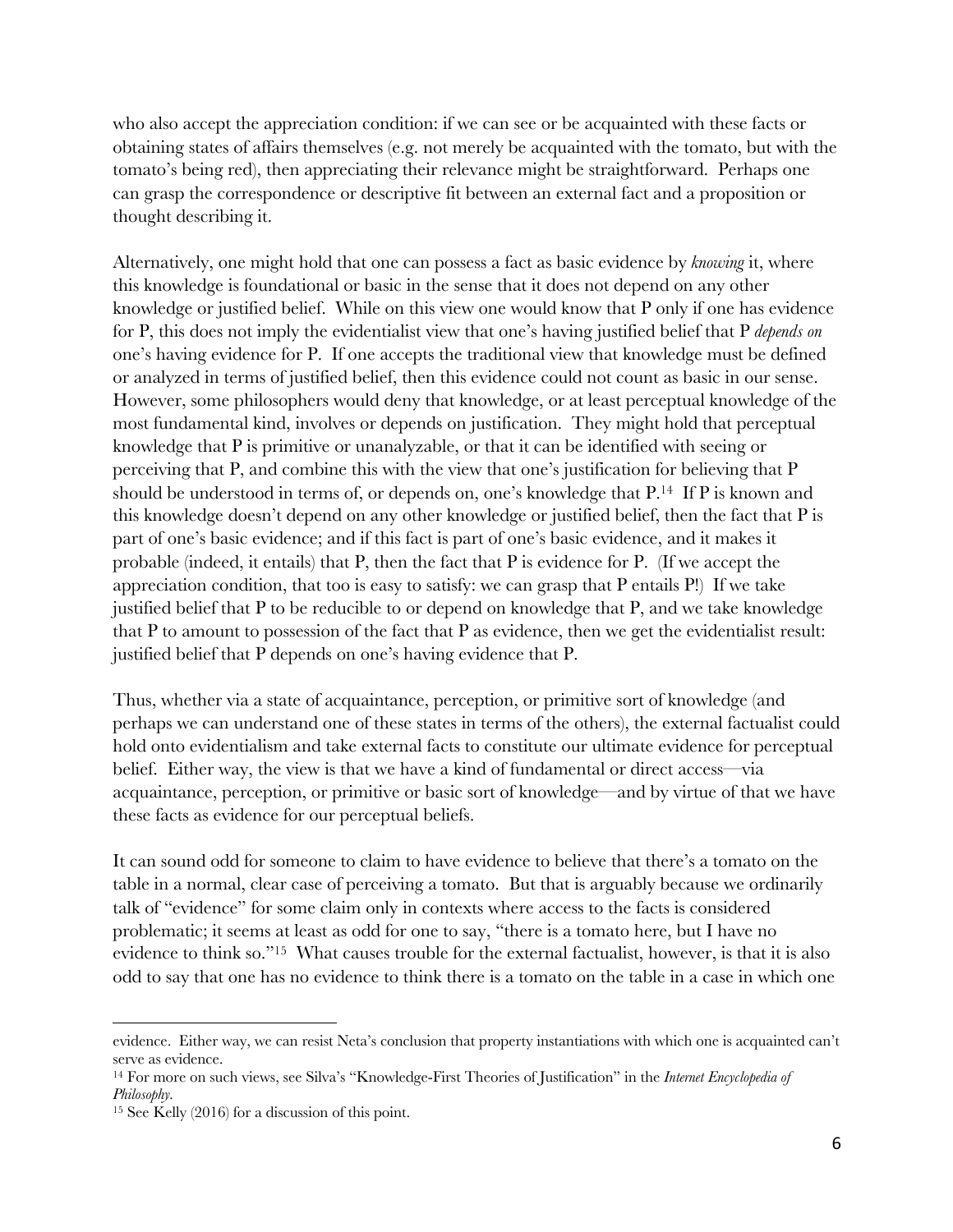who also accept the appreciation condition: if we can see or be acquainted with these facts or obtaining states of affairs themselves (e.g. not merely be acquainted with the tomato, but with the tomato's being red), then appreciating their relevance might be straightforward. Perhaps one can grasp the correspondence or descriptive fit between an external fact and a proposition or thought describing it.

Alternatively, one might hold that one can possess a fact as basic evidence by *knowing* it, where this knowledge is foundational or basic in the sense that it does not depend on any other knowledge or justified belief. While on this view one would know that P only if one has evidence for P, this does not imply the evidentialist view that one's having justified belief that P *depends on* one's having evidence for P. If one accepts the traditional view that knowledge must be defined or analyzed in terms of justified belief, then this evidence could not count as basic in our sense. However, some philosophers would deny that knowledge, or at least perceptual knowledge of the most fundamental kind, involves or depends on justification. They might hold that perceptual knowledge that P is primitive or unanalyzable, or that it can be identified with seeing or perceiving that P, and combine this with the view that one's justification for believing that P should be understood in terms of, or depends on, one's knowledge that P.[14] If P is known and this knowledge doesn't depend on any other knowledge or justified belief, then the fact that P is part of one's basic evidence; and if this fact is part of one's basic evidence, and it makes it probable (indeed, it entails) that P, then the fact that P is evidence for P. (If we accept the appreciation condition, that too is easy to satisfy: we can grasp that P entails P!) If we take justified belief that P to be reducible to or depend on knowledge that P, and we take knowledge that P to amount to possession of the fact that P as evidence, then we get the evidentialist result: justified belief that P depends on one's having evidence that P.

Thus, whether via a state of acquaintance, perception, or primitive sort of knowledge (and perhaps we can understand one of these states in terms of the others), the external factualist could hold onto evidentialism and take external facts to constitute our ultimate evidence for perceptual belief. Either way, the view is that we have a kind of fundamental or direct access—via acquaintance, perception, or primitive or basic sort of knowledge—and by virtue of that we have these facts as evidence for our perceptual beliefs.

It can sound odd for someone to claim to have evidence to believe that there's a tomato on the table in a normal, clear case of perceiving a tomato. But that is arguably because we ordinarily talk of "evidence" for some claim only in contexts where access to the facts is considered problematic; it seems at least as odd for one to say, "there is a tomato here, but I have no evidence to think so."[15] What causes trouble for the external factualist, however, is that it is also odd to say that one has no evidence to think there is a tomato on the table in a case in which one

---

evidence. Either way, we can resist Neta's conclusion that property instantiations with which one is acquainted can't serve as evidence.

[14] For more on such views, see Silva's "Knowledge-First Theories of Justification" in the *Internet Encyclopedia of Philosophy*.

[15] See Kelly (2016) for a discussion of this point.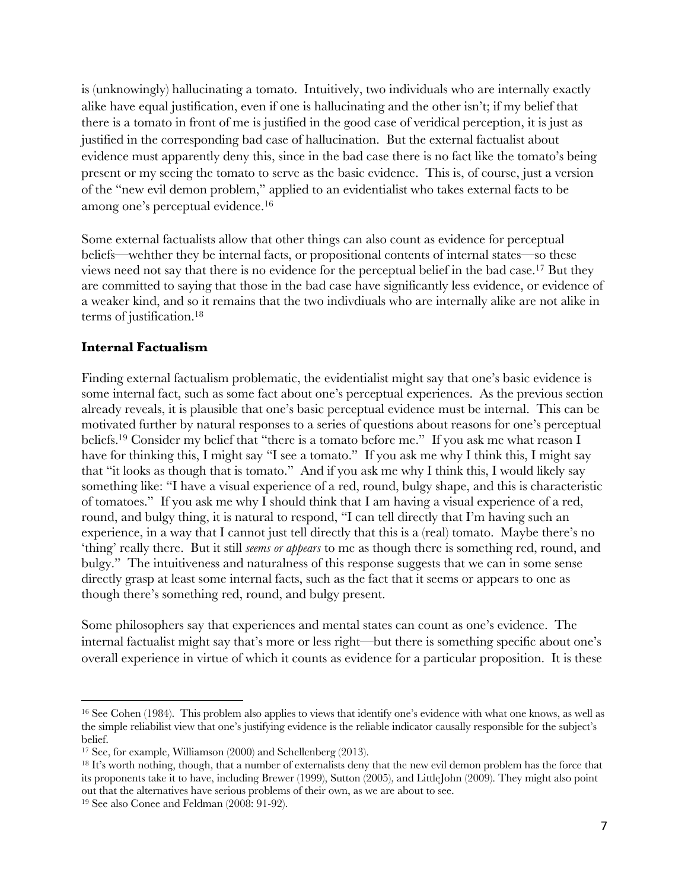is (unknowingly) hallucinating a tomato. Intuitively, two individuals who are internally exactly alike have equal justification, even if one is hallucinating and the other isn't; if my belief that there is a tomato in front of me is justified in the good case of veridical perception, it is just as justified in the corresponding bad case of hallucination. But the external factualist about evidence must apparently deny this, since in the bad case there is no fact like the tomato's being present or my seeing the tomato to serve as the basic evidence. This is, of course, just a version of the "new evil demon problem," applied to an evidentialist who takes external facts to be among one's perceptual evidence.[16]

Some external factualists allow that other things can also count as evidence for perceptual beliefs—wehther they be internal facts, or propositional contents of internal states—so these views need not say that there is no evidence for the perceptual belief in the bad case.[17] But they are committed to saying that those in the bad case have significantly less evidence, or evidence of a weaker kind, and so it remains that the two indivdiuals who are internally alike are not alike in terms of justification.[18]

**Internal Factualism**

Finding external factualism problematic, the evidentialist might say that one's basic evidence is some internal fact, such as some fact about one's perceptual experiences. As the previous section already reveals, it is plausible that one's basic perceptual evidence must be internal. This can be motivated further by natural responses to a series of questions about reasons for one's perceptual beliefs.[19] Consider my belief that "there is a tomato before me." If you ask me what reason I have for thinking this, I might say "I see a tomato." If you ask me why I think this, I might say that "it looks as though that is tomato." And if you ask me why I think this, I would likely say something like: "I have a visual experience of a red, round, bulgy shape, and this is characteristic of tomatoes." If you ask me why I should think that I am having a visual experience of a red, round, and bulgy thing, it is natural to respond, "I can tell directly that I'm having such an experience, in a way that I cannot just tell directly that this is a (real) tomato. Maybe there's no 'thing' really there. But it still *seems or appears* to me as though there is something red, round, and bulgy." The intuitiveness and naturalness of this response suggests that we can in some sense directly grasp at least some internal facts, such as the fact that it seems or appears to one as though there's something red, round, and bulgy present.

Some philosophers say that experiences and mental states can count as one's evidence. The internal factualist might say that's more or less right—but there is something specific about one's overall experience in virtue of which it counts as evidence for a particular proposition. It is these

---

[16] See Cohen (1984). This problem also applies to views that identify one's evidence with what one knows, as well as the simple reliabilist view that one's justifying evidence is the reliable indicator causally responsible for the subject's belief.

[17] See, for example, Williamson (2000) and Schellenberg (2013).

[18] It's worth nothing, though, that a number of externalists deny that the new evil demon problem has the force that its proponents take it to have, including Brewer (1999), Sutton (2005), and LittleJohn (2009). They might also point out that the alternatives have serious problems of their own, as we are about to see.

[19] See also Conee and Feldman (2008: 91-92).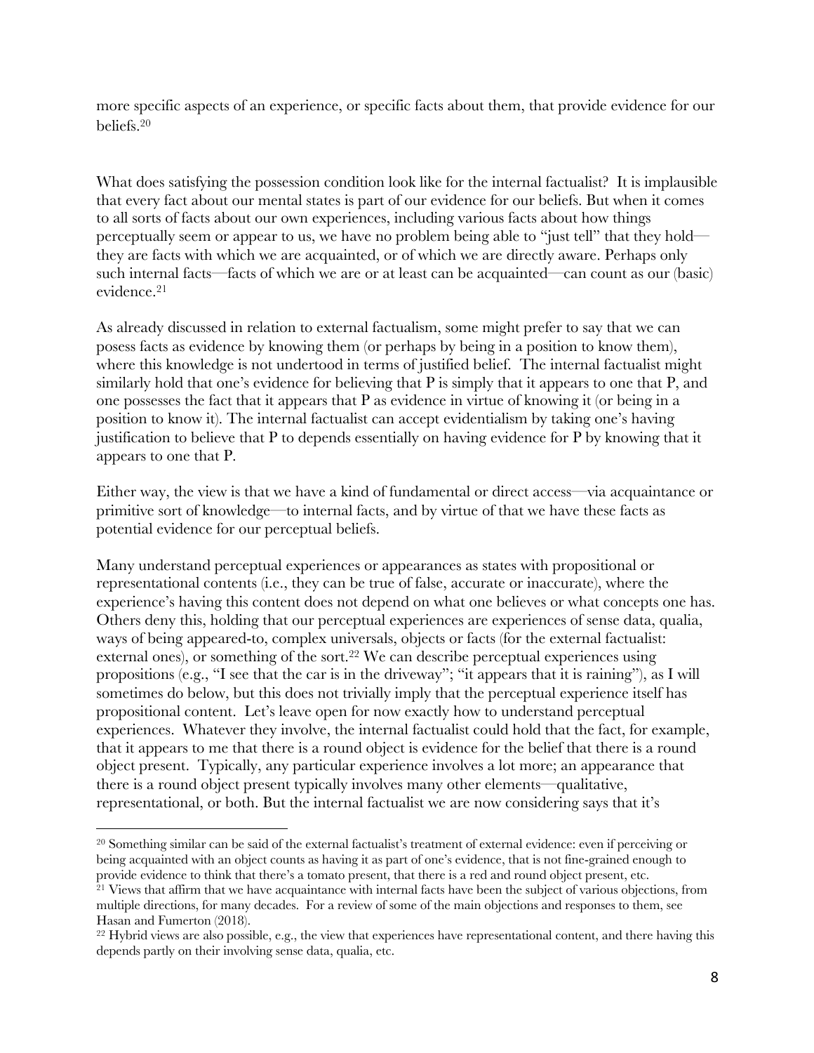more specific aspects of an experience, or specific facts about them, that provide evidence for our beliefs.[20]

What does satisfying the possession condition look like for the internal factualist? It is implausible that every fact about our mental states is part of our evidence for our beliefs. But when it comes to all sorts of facts about our own experiences, including various facts about how things perceptually seem or appear to us, we have no problem being able to "just tell" that they hold—they are facts with which we are acquainted, or of which we are directly aware. Perhaps only such internal facts—facts of which we are or at least can be acquainted—can count as our (basic) evidence.[21]

As already discussed in relation to external factualism, some might prefer to say that we can posess facts as evidence by knowing them (or perhaps by being in a position to know them), where this knowledge is not undertood in terms of justified belief. The internal factualist might similarly hold that one's evidence for believing that P is simply that it appears to one that P, and one possesses the fact that it appears that P as evidence in virtue of knowing it (or being in a position to know it). The internal factualist can accept evidentialism by taking one's having justification to believe that P to depends essentially on having evidence for P by knowing that it appears to one that P.

Either way, the view is that we have a kind of fundamental or direct access—via acquaintance or primitive sort of knowledge—to internal facts, and by virtue of that we have these facts as potential evidence for our perceptual beliefs.

Many understand perceptual experiences or appearances as states with propositional or representational contents (i.e., they can be true of false, accurate or inaccurate), where the experience's having this content does not depend on what one believes or what concepts one has. Others deny this, holding that our perceptual experiences are experiences of sense data, qualia, ways of being appeared-to, complex universals, objects or facts (for the external factualist: external ones), or something of the sort.[22] We can describe perceptual experiences using propositions (e.g., "I see that the car is in the driveway"; "it appears that it is raining"), as I will sometimes do below, but this does not trivially imply that the perceptual experience itself has propositional content. Let's leave open for now exactly how to understand perceptual experiences. Whatever they involve, the internal factualist could hold that the fact, for example, that it appears to me that there is a round object is evidence for the belief that there is a round object present. Typically, any particular experience involves a lot more; an appearance that there is a round object present typically involves many other elements—qualitative, representational, or both. But the internal factualist we are now considering says that it's

[20] Something similar can be said of the external factualist's treatment of external evidence: even if perceiving or being acquainted with an object counts as having it as part of one's evidence, that is not fine-grained enough to provide evidence to think that there's a tomato present, that there is a red and round object present, etc.

[21] Views that affirm that we have acquaintance with internal facts have been the subject of various objections, from multiple directions, for many decades. For a review of some of the main objections and responses to them, see Hasan and Fumerton (2018).

[22] Hybrid views are also possible, e.g., the view that experiences have representational content, and there having this depends partly on their involving sense data, qualia, etc.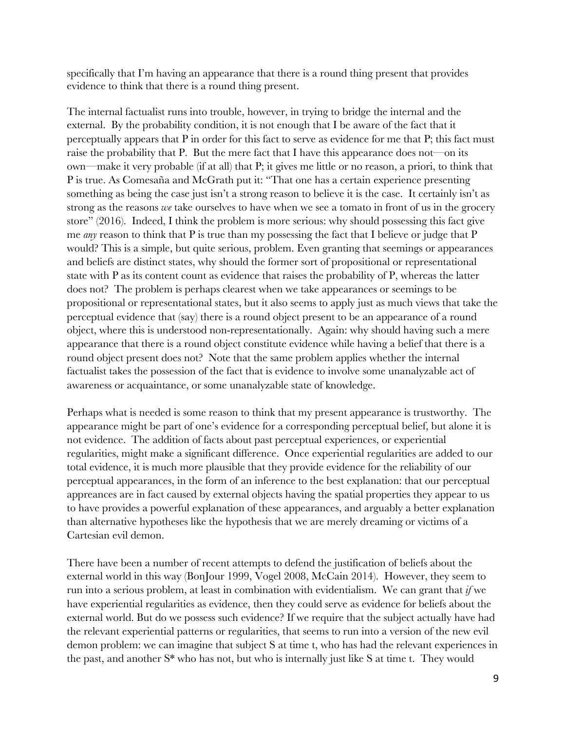specifically that I'm having an appearance that there is a round thing present that provides evidence to think that there is a round thing present.

The internal factualist runs into trouble, however, in trying to bridge the internal and the external. By the probability condition, it is not enough that I be aware of the fact that it perceptually appears that P in order for this fact to serve as evidence for me that P; this fact must raise the probability that P. But the mere fact that I have this appearance does not—on its own—make it very probable (if at all) that P; it gives me little or no reason, a priori, to think that P is true. As Comesaña and McGrath put it: "That one has a certain experience presenting something as being the case just isn't a strong reason to believe it is the case. It certainly isn't as strong as the reasons *we* take ourselves to have when we see a tomato in front of us in the grocery store" (2016). Indeed, I think the problem is more serious: why should possessing this fact give me *any* reason to think that P is true than my possessing the fact that I believe or judge that P would? This is a simple, but quite serious, problem. Even granting that seemings or appearances and beliefs are distinct states, why should the former sort of propositional or representational state with P as its content count as evidence that raises the probability of P, whereas the latter does not? The problem is perhaps clearest when we take appearances or seemings to be propositional or representational states, but it also seems to apply just as much views that take the perceptual evidence that (say) there is a round object present to be an appearance of a round object, where this is understood non-representationally. Again: why should having such a mere appearance that there is a round object constitute evidence while having a belief that there is a round object present does not? Note that the same problem applies whether the internal factualist takes the possession of the fact that is evidence to involve some unanalyzable act of awareness or acquaintance, or some unanalyzable state of knowledge.

Perhaps what is needed is some reason to think that my present appearance is trustworthy. The appearance might be part of one's evidence for a corresponding perceptual belief, but alone it is not evidence. The addition of facts about past perceptual experiences, or experiential regularities, might make a significant difference. Once experiential regularities are added to our total evidence, it is much more plausible that they provide evidence for the reliability of our perceptual appearances, in the form of an inference to the best explanation: that our perceptual appreances are in fact caused by external objects having the spatial properties they appear to us to have provides a powerful explanation of these appearances, and arguably a better explanation than alternative hypotheses like the hypothesis that we are merely dreaming or victims of a Cartesian evil demon.

There have been a number of recent attempts to defend the justification of beliefs about the external world in this way (BonJour 1999, Vogel 2008, McCain 2014). However, they seem to run into a serious problem, at least in combination with evidentialism. We can grant that *if* we have experiential regularities as evidence, then they could serve as evidence for beliefs about the external world. But do we possess such evidence? If we require that the subject actually have had the relevant experiential patterns or regularities, that seems to run into a version of the new evil demon problem: we can imagine that subject S at time t, who has had the relevant experiences in the past, and another S* who has not, but who is internally just like S at time t. They would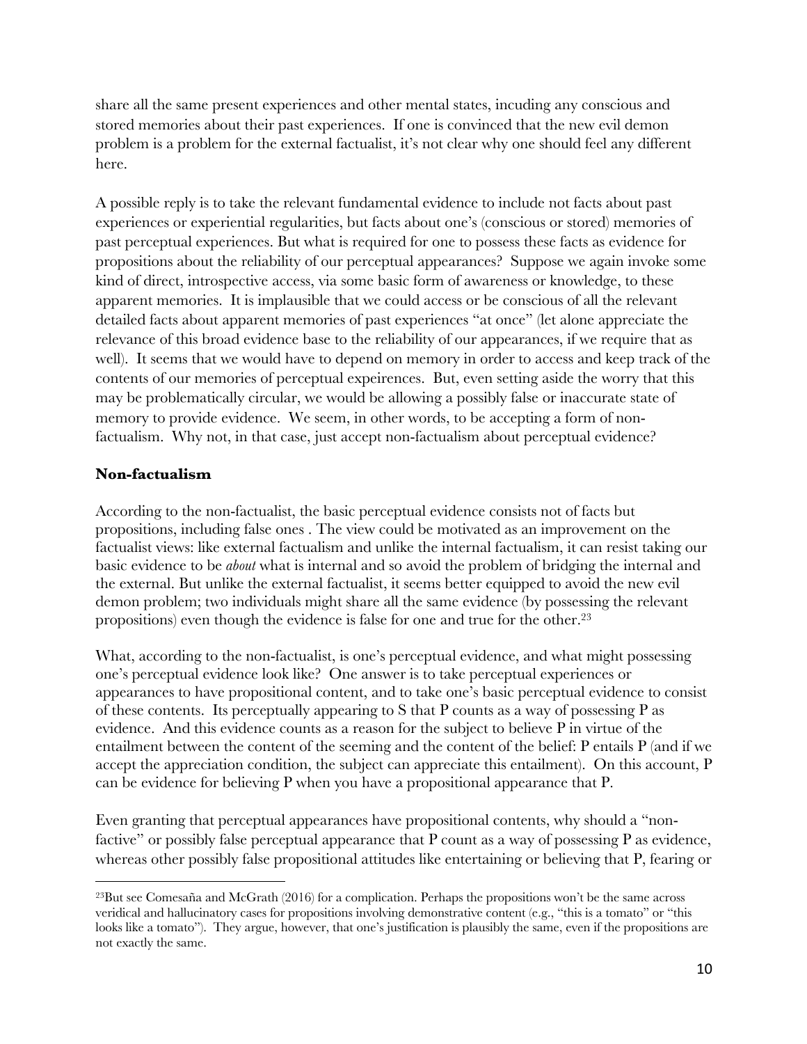share all the same present experiences and other mental states, incuding any conscious and stored memories about their past experiences. If one is convinced that the new evil demon problem is a problem for the external factualist, it's not clear why one should feel any different here.

A possible reply is to take the relevant fundamental evidence to include not facts about past experiences or experiential regularities, but facts about one's (conscious or stored) memories of past perceptual experiences. But what is required for one to possess these facts as evidence for propositions about the reliability of our perceptual appearances? Suppose we again invoke some kind of direct, introspective access, via some basic form of awareness or knowledge, to these apparent memories. It is implausible that we could access or be conscious of all the relevant detailed facts about apparent memories of past experiences "at once" (let alone appreciate the relevance of this broad evidence base to the reliability of our appearances, if we require that as well). It seems that we would have to depend on memory in order to access and keep track of the contents of our memories of perceptual expeirences. But, even setting aside the worry that this may be problematically circular, we would be allowing a possibly false or inaccurate state of memory to provide evidence. We seem, in other words, to be accepting a form of non-factualism. Why not, in that case, just accept non-factualism about perceptual evidence?

## Non-factualism

According to the non-factualist, the basic perceptual evidence consists not of facts but propositions, including false ones . The view could be motivated as an improvement on the factualist views: like external factualism and unlike the internal factualism, it can resist taking our basic evidence to be *about* what is internal and so avoid the problem of bridging the internal and the external. But unlike the external factualist, it seems better equipped to avoid the new evil demon problem; two individuals might share all the same evidence (by possessing the relevant propositions) even though the evidence is false for one and true for the other.[23]

What, according to the non-factualist, is one's perceptual evidence, and what might possessing one's perceptual evidence look like? One answer is to take perceptual experiences or appearances to have propositional content, and to take one's basic perceptual evidence to consist of these contents. Its perceptually appearing to S that P counts as a way of possessing P as evidence. And this evidence counts as a reason for the subject to believe P in virtue of the entailment between the content of the seeming and the content of the belief: P entails P (and if we accept the appreciation condition, the subject can appreciate this entailment). On this account, P can be evidence for believing P when you have a propositional appearance that P.

Even granting that perceptual appearances have propositional contents, why should a "non-factive" or possibly false perceptual appearance that P count as a way of possessing P as evidence, whereas other possibly false propositional attitudes like entertaining or believing that P, fearing or

---

[23] But see Comesaña and McGrath (2016) for a complication. Perhaps the propositions won't be the same across veridical and hallucinatory cases for propositions involving demonstrative content (e.g., "this is a tomato" or "this looks like a tomato"). They argue, however, that one's justification is plausibly the same, even if the propositions are not exactly the same.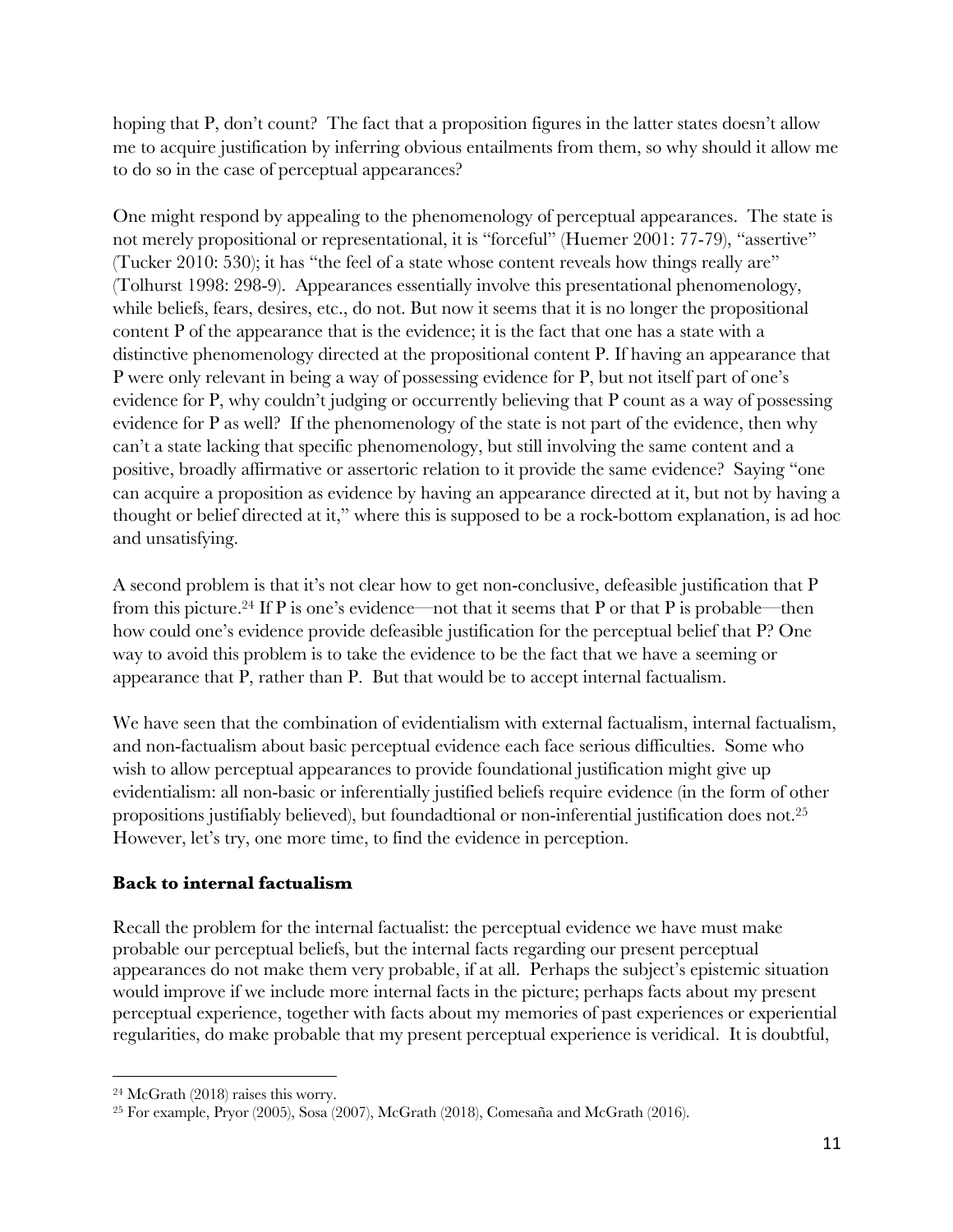hoping that P, don't count? The fact that a proposition figures in the latter states doesn't allow me to acquire justification by inferring obvious entailments from them, so why should it allow me to do so in the case of perceptual appearances?

One might respond by appealing to the phenomenology of perceptual appearances. The state is not merely propositional or representational, it is "forceful" (Huemer 2001: 77-79), "assertive" (Tucker 2010: 530); it has "the feel of a state whose content reveals how things really are" (Tolhurst 1998: 298-9). Appearances essentially involve this presentational phenomenology, while beliefs, fears, desires, etc., do not. But now it seems that it is no longer the propositional content P of the appearance that is the evidence; it is the fact that one has a state with a distinctive phenomenology directed at the propositional content P. If having an appearance that P were only relevant in being a way of possessing evidence for P, but not itself part of one's evidence for P, why couldn't judging or occurrently believing that P count as a way of possessing evidence for P as well? If the phenomenology of the state is not part of the evidence, then why can't a state lacking that specific phenomenology, but still involving the same content and a positive, broadly affirmative or assertoric relation to it provide the same evidence? Saying "one can acquire a proposition as evidence by having an appearance directed at it, but not by having a thought or belief directed at it," where this is supposed to be a rock-bottom explanation, is ad hoc and unsatisfying.

A second problem is that it's not clear how to get non-conclusive, defeasible justification that P from this picture.[24] If P is one's evidence—not that it seems that P or that P is probable—then how could one's evidence provide defeasible justification for the perceptual belief that P? One way to avoid this problem is to take the evidence to be the fact that we have a seeming or appearance that P, rather than P. But that would be to accept internal factualism.

We have seen that the combination of evidentialism with external factualism, internal factualism, and non-factualism about basic perceptual evidence each face serious difficulties. Some who wish to allow perceptual appearances to provide foundational justification might give up evidentialism: all non-basic or inferentially justified beliefs require evidence (in the form of other propositions justifiably believed), but foundadtional or non-inferential justification does not.[25] However, let's try, one more time, to find the evidence in perception.

## Back to internal factualism

Recall the problem for the internal factualist: the perceptual evidence we have must make probable our perceptual beliefs, but the internal facts regarding our present perceptual appearances do not make them very probable, if at all. Perhaps the subject's epistemic situation would improve if we include more internal facts in the picture; perhaps facts about my present perceptual experience, together with facts about my memories of past experiences or experiential regularities, do make probable that my present perceptual experience is veridical. It is doubtful,

---

[24] McGrath (2018) raises this worry.

[25] For example, Pryor (2005), Sosa (2007), McGrath (2018), Comesaña and McGrath (2016).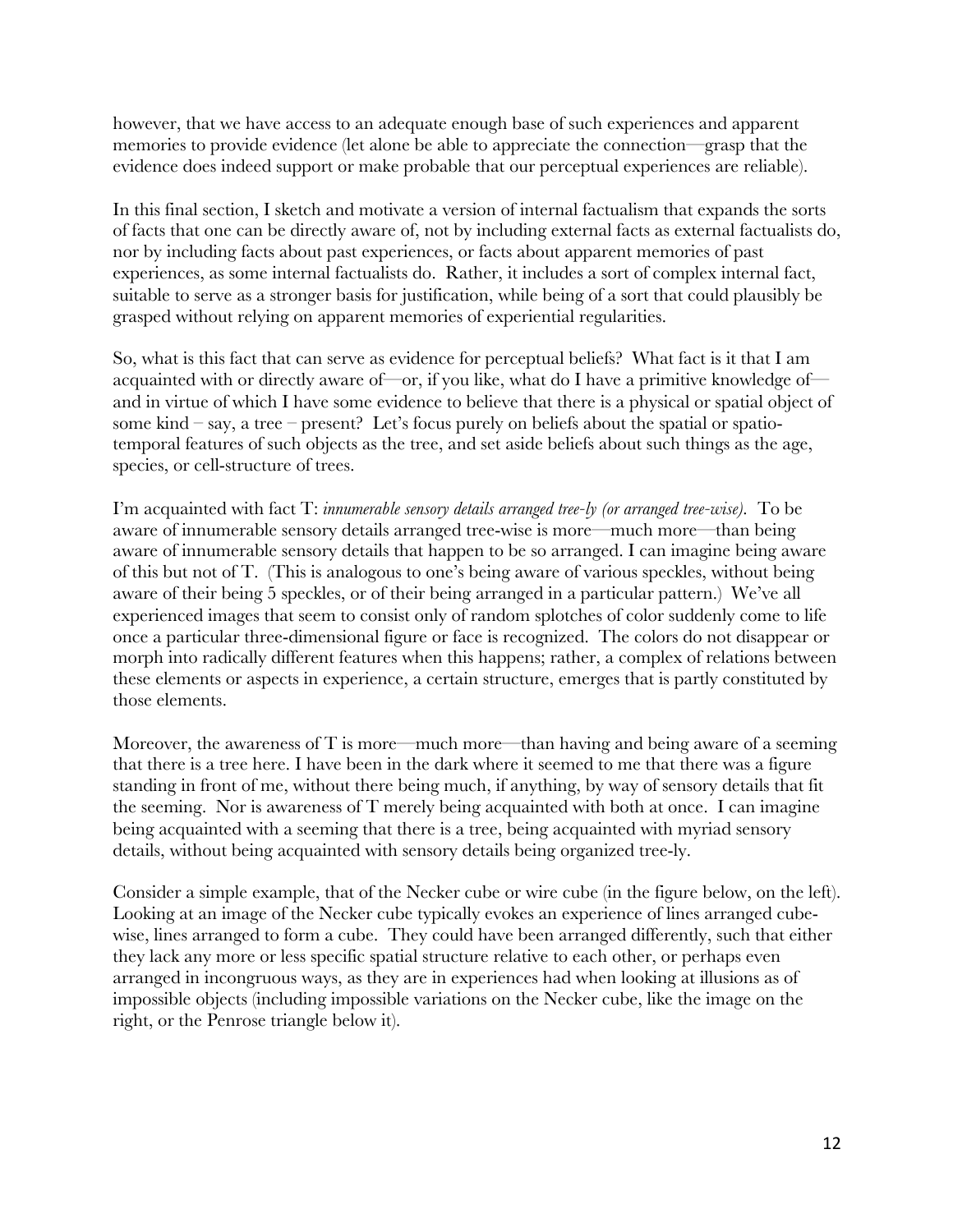however, that we have access to an adequate enough base of such experiences and apparent memories to provide evidence (let alone be able to appreciate the connection—grasp that the evidence does indeed support or make probable that our perceptual experiences are reliable).

In this final section, I sketch and motivate a version of internal factualism that expands the sorts of facts that one can be directly aware of, not by including external facts as external factualists do, nor by including facts about past experiences, or facts about apparent memories of past experiences, as some internal factualists do. Rather, it includes a sort of complex internal fact, suitable to serve as a stronger basis for justification, while being of a sort that could plausibly be grasped without relying on apparent memories of experiential regularities.

So, what is this fact that can serve as evidence for perceptual beliefs? What fact is it that I am acquainted with or directly aware of—or, if you like, what do I have a primitive knowledge of—and in virtue of which I have some evidence to believe that there is a physical or spatial object of some kind – say, a tree – present? Let's focus purely on beliefs about the spatial or spatio-temporal features of such objects as the tree, and set aside beliefs about such things as the age, species, or cell-structure of trees.

I'm acquainted with fact T: *innumerable sensory details arranged tree-ly (or arranged tree-wise)*. To be aware of innumerable sensory details arranged tree-wise is more—much more—than being aware of innumerable sensory details that happen to be so arranged. I can imagine being aware of this but not of T. (This is analogous to one's being aware of various speckles, without being aware of their being 5 speckles, or of their being arranged in a particular pattern.) We've all experienced images that seem to consist only of random splotches of color suddenly come to life once a particular three-dimensional figure or face is recognized. The colors do not disappear or morph into radically different features when this happens; rather, a complex of relations between these elements or aspects in experience, a certain structure, emerges that is partly constituted by those elements.

Moreover, the awareness of T is more—much more—than having and being aware of a seeming that there is a tree here. I have been in the dark where it seemed to me that there was a figure standing in front of me, without there being much, if anything, by way of sensory details that fit the seeming. Nor is awareness of T merely being acquainted with both at once. I can imagine being acquainted with a seeming that there is a tree, being acquainted with myriad sensory details, without being acquainted with sensory details being organized tree-ly.

Consider a simple example, that of the Necker cube or wire cube (in the figure below, on the left). Looking at an image of the Necker cube typically evokes an experience of lines arranged cube-wise, lines arranged to form a cube. They could have been arranged differently, such that either they lack any more or less specific spatial structure relative to each other, or perhaps even arranged in incongruous ways, as they are in experiences had when looking at illusions as of impossible objects (including impossible variations on the Necker cube, like the image on the right, or the Penrose triangle below it).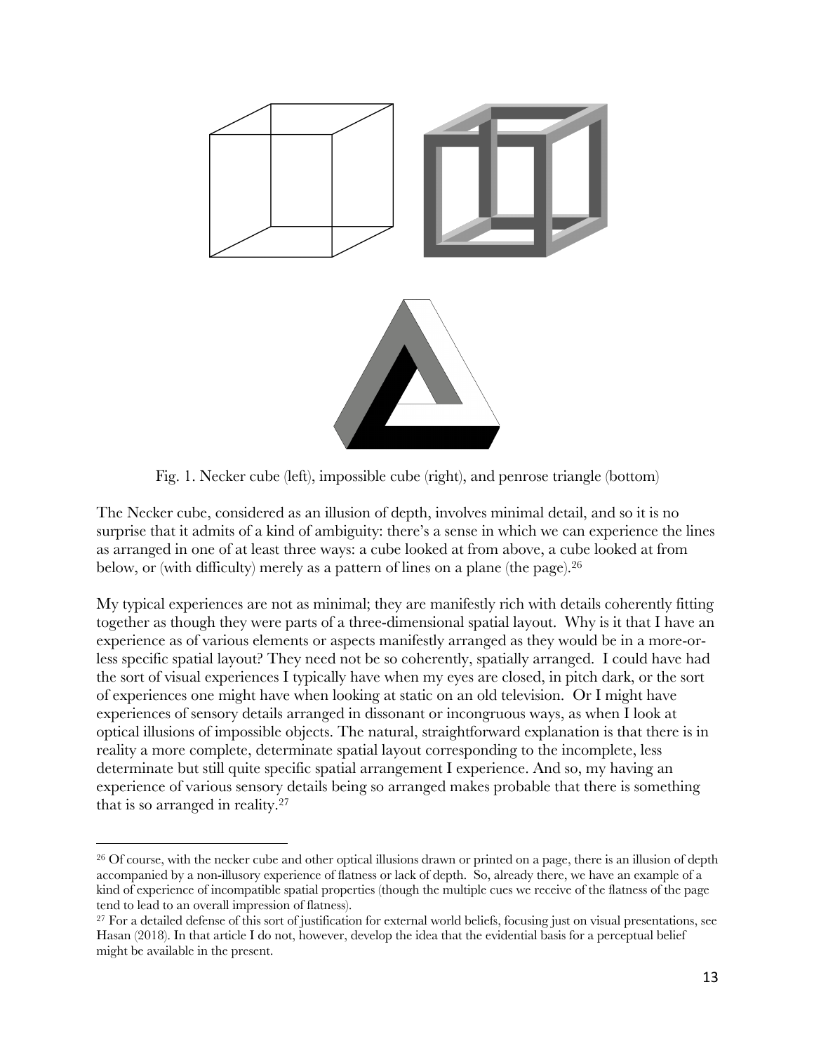Fig. 1. Necker cube (left), impossible cube (right), and penrose triangle (bottom)

The Necker cube, considered as an illusion of depth, involves minimal detail, and so it is no surprise that it admits of a kind of ambiguity: there's a sense in which we can experience the lines as arranged in one of at least three ways: a cube looked at from above, a cube looked at from below, or (with difficulty) merely as a pattern of lines on a plane (the page).[26]

My typical experiences are not as minimal; they are manifestly rich with details coherently fitting together as though they were parts of a three-dimensional spatial layout. Why is it that I have an experience as of various elements or aspects manifestly arranged as they would be in a more-or-less specific spatial layout? They need not be so coherently, spatially arranged. I could have had the sort of visual experiences I typically have when my eyes are closed, in pitch dark, or the sort of experiences one might have when looking at static on an old television. Or I might have experiences of sensory details arranged in dissonant or incongruous ways, as when I look at optical illusions of impossible objects. The natural, straightforward explanation is that there is in reality a more complete, determinate spatial layout corresponding to the incomplete, less determinate but still quite specific spatial arrangement I experience. And so, my having an experience of various sensory details being so arranged makes probable that there is something that is so arranged in reality.[27]

[26] Of course, with the necker cube and other optical illusions drawn or printed on a page, there is an illusion of depth accompanied by a non-illusory experience of flatness or lack of depth. So, already there, we have an example of a kind of experience of incompatible spatial properties (though the multiple cues we receive of the flatness of the page tend to lead to an overall impression of flatness).

[27] For a detailed defense of this sort of justification for external world beliefs, focusing just on visual presentations, see Hasan (2018). In that article I do not, however, develop the idea that the evidential basis for a perceptual belief might be available in the present.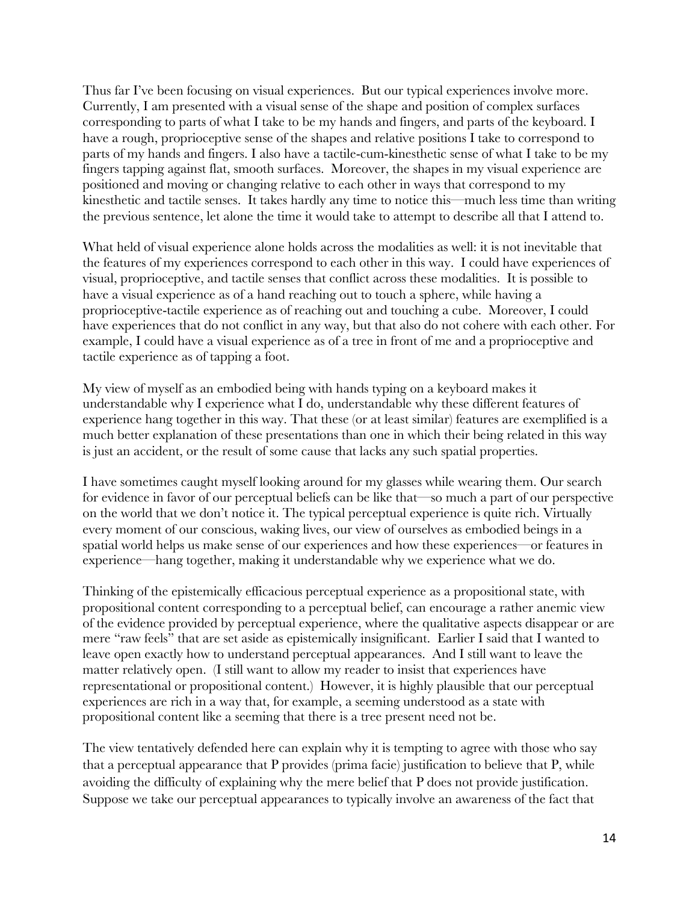Thus far I've been focusing on visual experiences. But our typical experiences involve more. Currently, I am presented with a visual sense of the shape and position of complex surfaces corresponding to parts of what I take to be my hands and fingers, and parts of the keyboard. I have a rough, proprioceptive sense of the shapes and relative positions I take to correspond to parts of my hands and fingers. I also have a tactile-cum-kinesthetic sense of what I take to be my fingers tapping against flat, smooth surfaces. Moreover, the shapes in my visual experience are positioned and moving or changing relative to each other in ways that correspond to my kinesthetic and tactile senses. It takes hardly any time to notice this—much less time than writing the previous sentence, let alone the time it would take to attempt to describe all that I attend to.

What held of visual experience alone holds across the modalities as well: it is not inevitable that the features of my experiences correspond to each other in this way. I could have experiences of visual, proprioceptive, and tactile senses that conflict across these modalities. It is possible to have a visual experience as of a hand reaching out to touch a sphere, while having a proprioceptive-tactile experience as of reaching out and touching a cube. Moreover, I could have experiences that do not conflict in any way, but that also do not cohere with each other. For example, I could have a visual experience as of a tree in front of me and a proprioceptive and tactile experience as of tapping a foot.

My view of myself as an embodied being with hands typing on a keyboard makes it understandable why I experience what I do, understandable why these different features of experience hang together in this way. That these (or at least similar) features are exemplified is a much better explanation of these presentations than one in which their being related in this way is just an accident, or the result of some cause that lacks any such spatial properties.

I have sometimes caught myself looking around for my glasses while wearing them. Our search for evidence in favor of our perceptual beliefs can be like that—so much a part of our perspective on the world that we don't notice it. The typical perceptual experience is quite rich. Virtually every moment of our conscious, waking lives, our view of ourselves as embodied beings in a spatial world helps us make sense of our experiences and how these experiences—or features in experience—hang together, making it understandable why we experience what we do.

Thinking of the epistemically efficacious perceptual experience as a propositional state, with propositional content corresponding to a perceptual belief, can encourage a rather anemic view of the evidence provided by perceptual experience, where the qualitative aspects disappear or are mere "raw feels" that are set aside as epistemically insignificant. Earlier I said that I wanted to leave open exactly how to understand perceptual appearances. And I still want to leave the matter relatively open. (I still want to allow my reader to insist that experiences have representational or propositional content.) However, it is highly plausible that our perceptual experiences are rich in a way that, for example, a seeming understood as a state with propositional content like a seeming that there is a tree present need not be.

The view tentatively defended here can explain why it is tempting to agree with those who say that a perceptual appearance that P provides (prima facie) justification to believe that P, while avoiding the difficulty of explaining why the mere belief that P does not provide justification. Suppose we take our perceptual appearances to typically involve an awareness of the fact that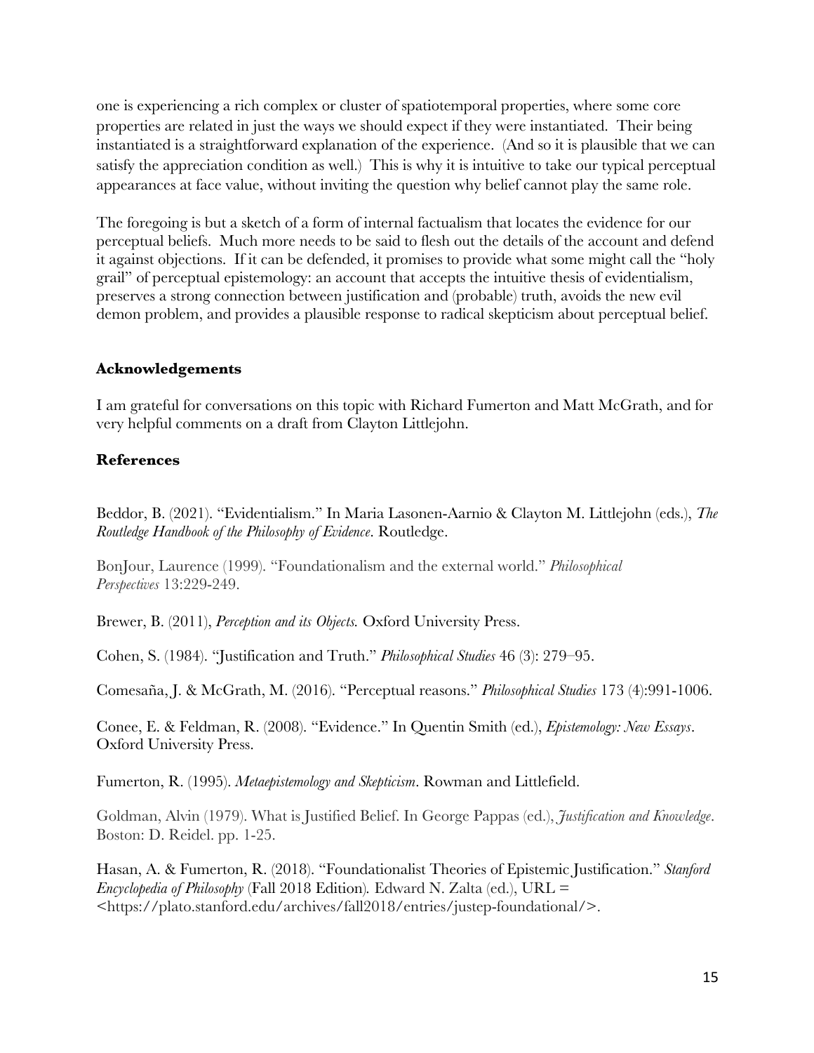one is experiencing a rich complex or cluster of spatiotemporal properties, where some core properties are related in just the ways we should expect if they were instantiated. Their being instantiated is a straightforward explanation of the experience. (And so it is plausible that we can satisfy the appreciation condition as well.) This is why it is intuitive to take our typical perceptual appearances at face value, without inviting the question why belief cannot play the same role.

The foregoing is but a sketch of a form of internal factualism that locates the evidence for our perceptual beliefs. Much more needs to be said to flesh out the details of the account and defend it against objections. If it can be defended, it promises to provide what some might call the "holy grail" of perceptual epistemology: an account that accepts the intuitive thesis of evidentialism, preserves a strong connection between justification and (probable) truth, avoids the new evil demon problem, and provides a plausible response to radical skepticism about perceptual belief.

### Acknowledgements

I am grateful for conversations on this topic with Richard Fumerton and Matt McGrath, and for very helpful comments on a draft from Clayton Littlejohn.

### References

Beddor, B. (2021). "Evidentialism." In Maria Lasonen-Aarnio & Clayton M. Littlejohn (eds.), *The Routledge Handbook of the Philosophy of Evidence*. Routledge.

BonJour, Laurence (1999). "Foundationalism and the external world." *Philosophical Perspectives* 13:229-249.

Brewer, B. (2011), *Perception and its Objects.* Oxford University Press.

Cohen, S. (1984). "Justification and Truth." *Philosophical Studies* 46 (3): 279–95.

Comesaña, J. & McGrath, M. (2016). "Perceptual reasons." *Philosophical Studies* 173 (4):991-1006.

Conee, E. & Feldman, R. (2008). "Evidence." In Quentin Smith (ed.), *Epistemology: New Essays*. Oxford University Press.

Fumerton, R. (1995). *Metaepistemology and Skepticism*. Rowman and Littlefield.

Goldman, Alvin (1979). What is Justified Belief. In George Pappas (ed.), *Justification and Knowledge*. Boston: D. Reidel. pp. 1-25.

Hasan, A. & Fumerton, R. (2018). "Foundationalist Theories of Epistemic Justification." *Stanford Encyclopedia of Philosophy* (Fall 2018 Edition). Edward N. Zalta (ed.), URL = <https://plato.stanford.edu/archives/fall2018/entries/justep-foundational/>.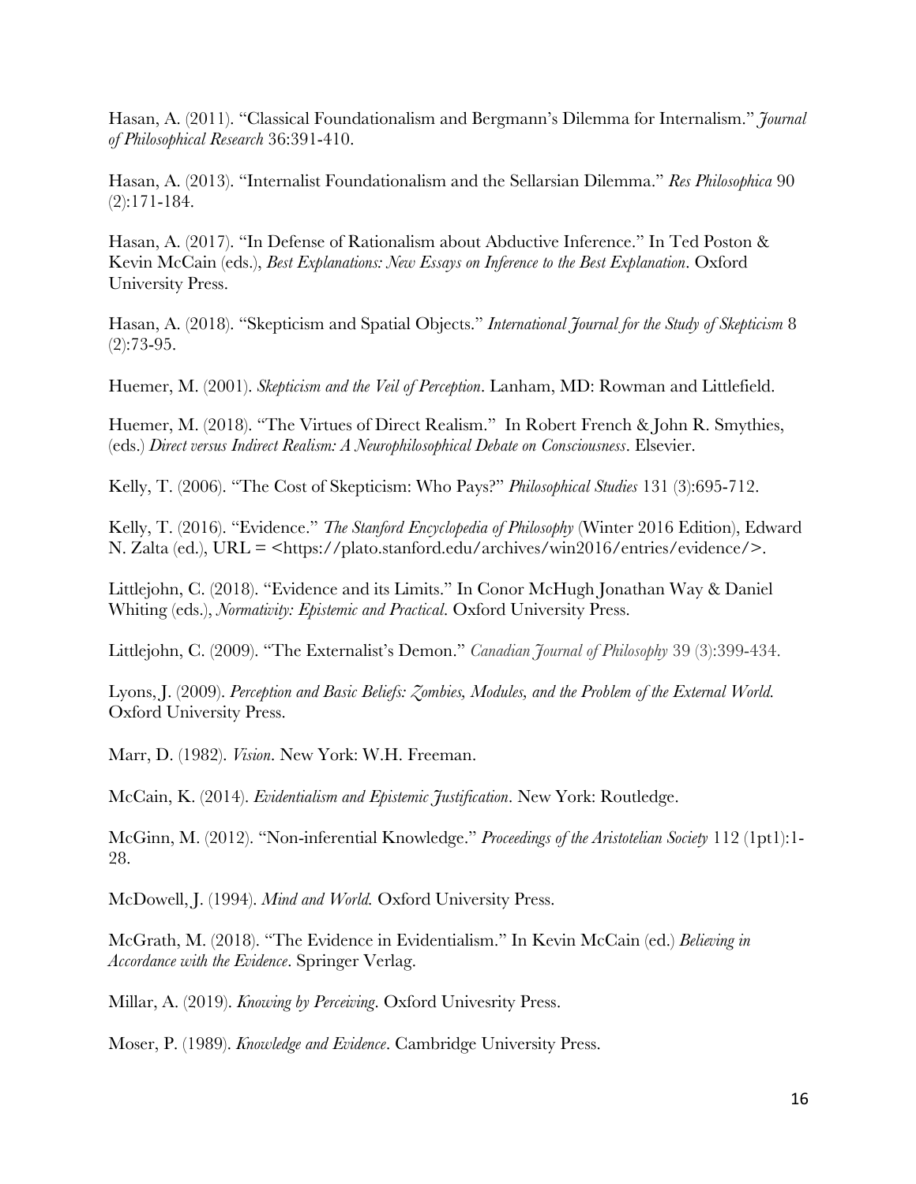Hasan, A. (2011). "Classical Foundationalism and Bergmann's Dilemma for Internalism." *Journal of Philosophical Research* 36:391-410.

Hasan, A. (2013). "Internalist Foundationalism and the Sellarsian Dilemma." *Res Philosophica* 90 (2):171-184.

Hasan, A. (2017). "In Defense of Rationalism about Abductive Inference." In Ted Poston & Kevin McCain (eds.), *Best Explanations: New Essays on Inference to the Best Explanation*. Oxford University Press.

Hasan, A. (2018). "Skepticism and Spatial Objects." *International Journal for the Study of Skepticism* 8 (2):73-95.

Huemer, M. (2001). *Skepticism and the Veil of Perception*. Lanham, MD: Rowman and Littlefield.

Huemer, M. (2018). "The Virtues of Direct Realism." In Robert French & John R. Smythies, (eds.) *Direct versus Indirect Realism: A Neurophilosophical Debate on Consciousness*. Elsevier.

Kelly, T. (2006). "The Cost of Skepticism: Who Pays?" *Philosophical Studies* 131 (3):695-712.

Kelly, T. (2016). "Evidence." *The Stanford Encyclopedia of Philosophy* (Winter 2016 Edition), Edward N. Zalta (ed.), URL = <https://plato.stanford.edu/archives/win2016/entries/evidence/>.

Littlejohn, C. (2018). "Evidence and its Limits." In Conor McHugh Jonathan Way & Daniel Whiting (eds.), *Normativity: Epistemic and Practical.* Oxford University Press.

Littlejohn, C. (2009). "The Externalist's Demon." *Canadian Journal of Philosophy* 39 (3):399-434.

Lyons, J. (2009). *Perception and Basic Beliefs: Zombies, Modules, and the Problem of the External World.* Oxford University Press.

Marr, D. (1982). *Vision*. New York: W.H. Freeman.

McCain, K. (2014). *Evidentialism and Epistemic Justification*. New York: Routledge.

McGinn, M. (2012). "Non-inferential Knowledge." *Proceedings of the Aristotelian Society* 112 (1pt1):1-28.

McDowell, J. (1994). *Mind and World.* Oxford University Press.

McGrath, M. (2018). "The Evidence in Evidentialism." In Kevin McCain (ed.) *Believing in Accordance with the Evidence*. Springer Verlag.

Millar, A. (2019). *Knowing by Perceiving.* Oxford Univesrity Press.

Moser, P. (1989). *Knowledge and Evidence*. Cambridge University Press.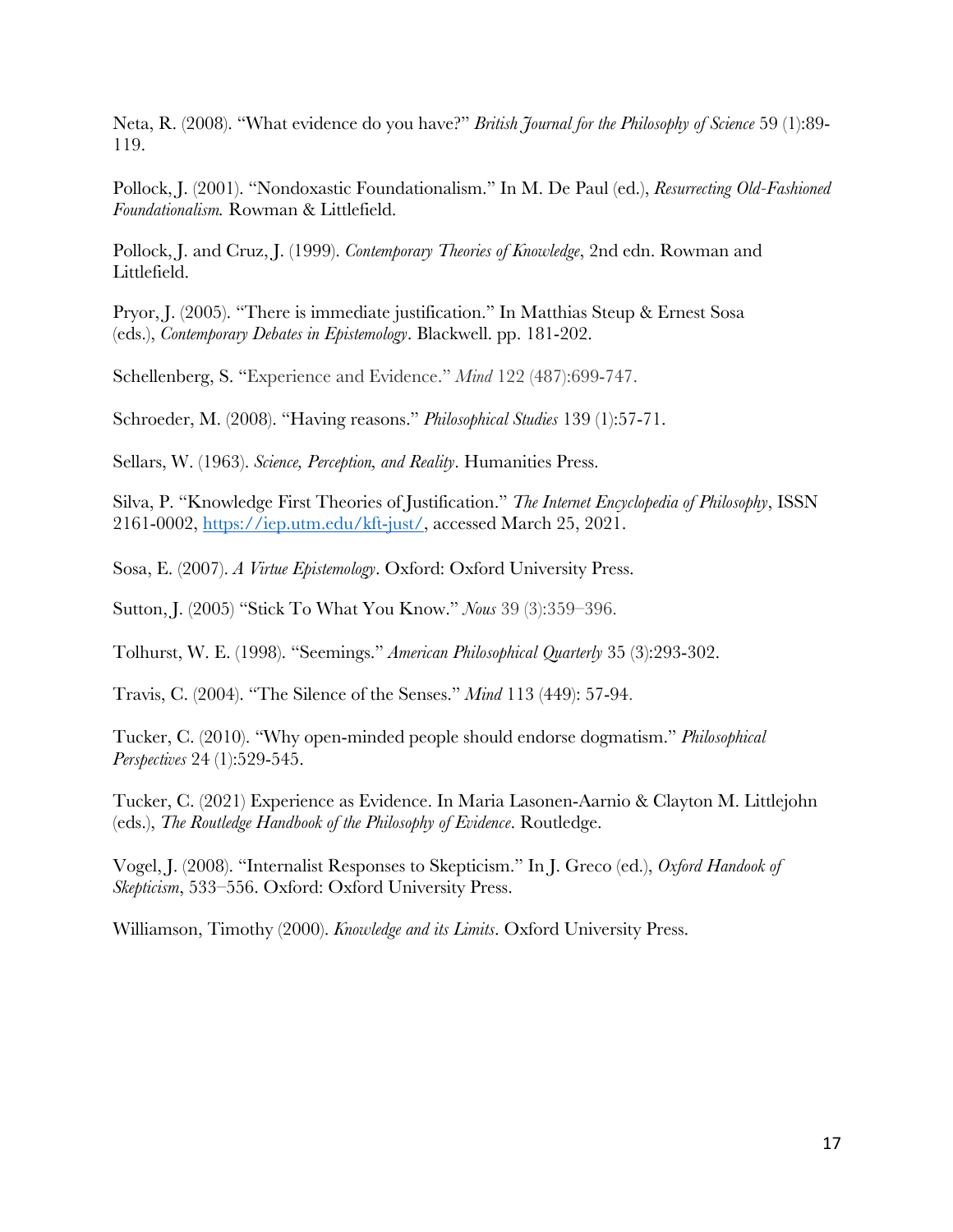Neta, R. (2008). "What evidence do you have?" *British Journal for the Philosophy of Science* 59 (1):89-119.

Pollock, J. (2001). "Nondoxastic Foundationalism." In M. De Paul (ed.), *Resurrecting Old-Fashioned Foundationalism.* Rowman & Littlefield.

Pollock, J. and Cruz, J. (1999). *Contemporary Theories of Knowledge*, 2nd edn. Rowman and Littlefield.

Pryor, J. (2005). "There is immediate justification." In Matthias Steup & Ernest Sosa (eds.), *Contemporary Debates in Epistemology*. Blackwell. pp. 181-202.

Schellenberg, S. "Experience and Evidence." *Mind* 122 (487):699-747.

Schroeder, M. (2008). "Having reasons." *Philosophical Studies* 139 (1):57-71.

Sellars, W. (1963). *Science, Perception, and Reality*. Humanities Press.

Silva, P. "Knowledge First Theories of Justification." *The Internet Encyclopedia of Philosophy*, ISSN 2161-0002, https://iep.utm.edu/kft-just/, accessed March 25, 2021.

Sosa, E. (2007). *A Virtue Epistemology*. Oxford: Oxford University Press.

Sutton, J. (2005) "Stick To What You Know." *Nous* 39 (3):359–396.

Tolhurst, W. E. (1998). "Seemings." *American Philosophical Quarterly* 35 (3):293-302.

Travis, C. (2004). "The Silence of the Senses." *Mind* 113 (449): 57-94.

Tucker, C. (2010). "Why open-minded people should endorse dogmatism." *Philosophical Perspectives* 24 (1):529-545.

Tucker, C. (2021) Experience as Evidence. In Maria Lasonen-Aarnio & Clayton M. Littlejohn (eds.), *The Routledge Handbook of the Philosophy of Evidence*. Routledge.

Vogel, J. (2008). "Internalist Responses to Skepticism." In J. Greco (ed.), *Oxford Handook of Skepticism*, 533–556. Oxford: Oxford University Press.

Williamson, Timothy (2000). *Knowledge and its Limits*. Oxford University Press.